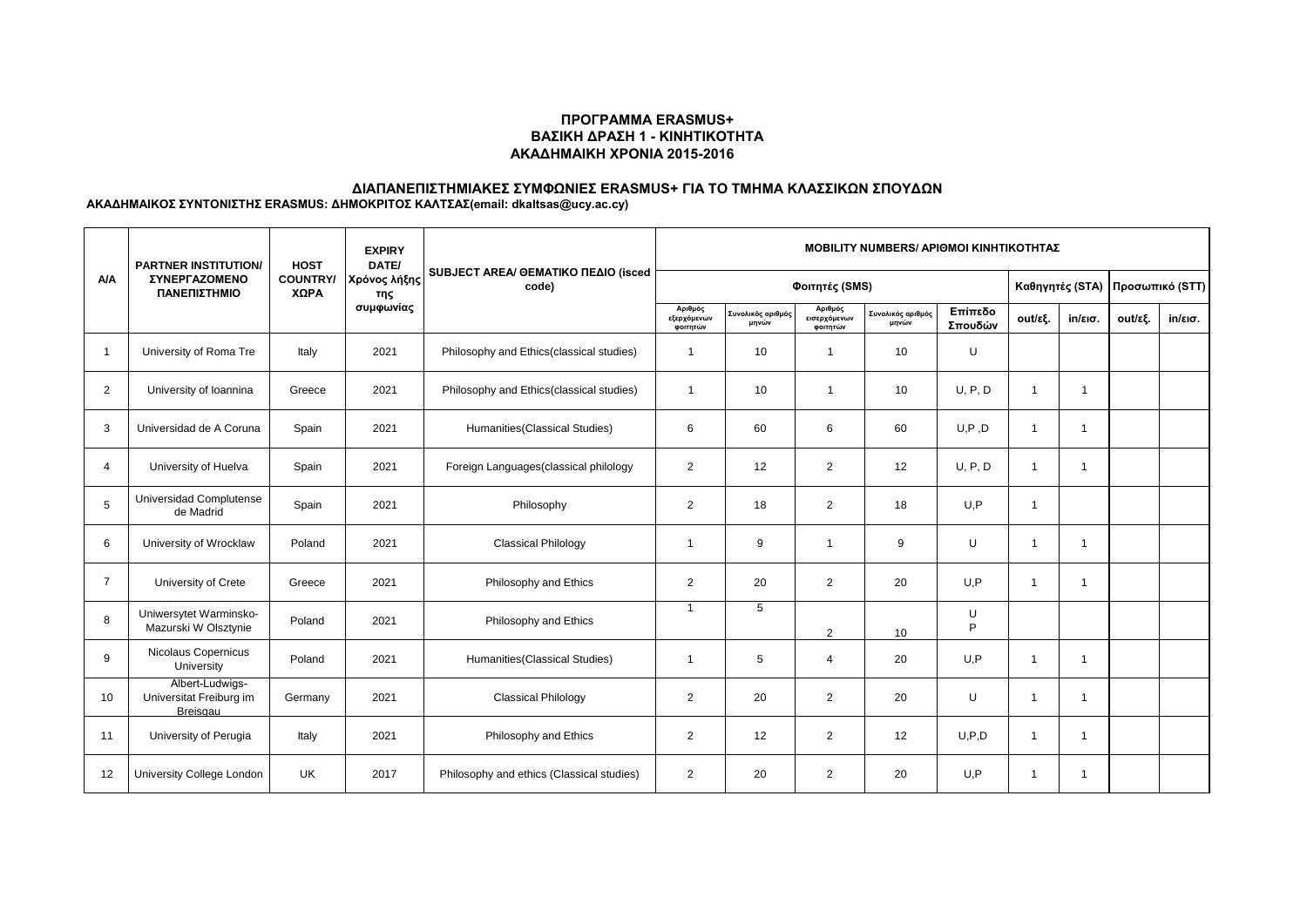# ΠΡΟΓΡΑΜΜΑ ERASMUS+
## ΒΑΣΙΚΗ ΔΡΑΣΗ 1 - ΚΙΝΗΤΙΚΟΤΗΤΑ
## ΑΚΑΔΗΜΑΙΚΗ ΧΡΟΝΙΑ 2015-2016

### ΔΙΑΠΑΝΕΠΙΣΤΗΜΙΑΚΕΣ ΣΥΜΦΩΝΙΕΣ ERASMUS+ ΓΙΑ ΤΟ ΤΜΗΜΑ ΚΛΑΣΣΙΚΩΝ ΣΠΟΥΔΩΝ

**ΑΚΑΔΗΜΑΙΚΟΣ ΣΥΝΤΟΝΙΣΤΗΣ ERASMUS: ΔΗΜΟΚΡΙΤΟΣ ΚΑΛΤΣΑΣ(email: dkaltsas@ucy.ac.cy)**

| A/A | PARTNER INSTITUTION/ ΣΥΝΕΡΓΑΖΟΜΕΝΟ ΠΑΝΕΠΙΣΤΗΜΙΟ | HOST COUNTRY/ ΧΩΡΑ | EXPIRY DATE/ Χρόνος λήξης της συμφωνίας | SUBJECT AREA/ ΘΕΜΑΤΙΚΟ ΠΕΔΙΟ (isced code) | MOBILITY NUMBERS/ ΑΡΙΘΜΟΙ ΚΙΝΗΤΙΚΟΤΗΤΑΣ | | | | | | | | |
|---|---|---|---|---|---|---|---|---|---|---|---|---|---|
| | | | | | Φοιτητές (SMS) | | | | | Καθηγητές (STA) | | Προσωπικό (STT) | |
| | | | | | Αριθμός εξερχόμενων φοιτητών | Συνολικός αριθμός μηνών | Αριθμός εισερχόμενων φοιτητών | Συνολικός αριθμός μηνών | Επίπεδο Σπουδών | out/εξ. | in/εισ. | out/εξ. | in/εισ. |
| 1 | University of Roma Tre | Italy | 2021 | Philosophy and Ethics(classical studies) | 1 | 10 | 1 | 10 | U | | | | |
| 2 | University of Ioannina | Greece | 2021 | Philosophy and Ethics(classical studies) | 1 | 10 | 1 | 10 | U, P, D | 1 | 1 | | |
| 3 | Universidad de A Coruna | Spain | 2021 | Humanities(Classical Studies) | 6 | 60 | 6 | 60 | U,P ,D | 1 | 1 | | |
| 4 | University of Huelva | Spain | 2021 | Foreign Languages(classical philology | 2 | 12 | 2 | 12 | U, P, D | 1 | 1 | | |
| 5 | Universidad Complutense de Madrid | Spain | 2021 | Philosophy | 2 | 18 | 2 | 18 | U,P | 1 | | | |
| 6 | University of Wrocklaw | Poland | 2021 | Classical Philology | 1 | 9 | 1 | 9 | U | 1 | 1 | | |
| 7 | University of Crete | Greece | 2021 | Philosophy and Ethics | 2 | 20 | 2 | 20 | U,P | 1 | 1 | | |
| 8 | Uniwersytet Warminsko-Mazurski W Olsztynie | Poland | 2021 | Philosophy and Ethics | 1 | 5 | 2 | 10 | U P | | | | |
| 9 | Nicolaus Copernicus University | Poland | 2021 | Humanities(Classical Studies) | 1 | 5 | 4 | 20 | U,P | 1 | 1 | | |
| 10 | Albert-Ludwigs-Universitat Freiburg im Breisgau | Germany | 2021 | Classical Philology | 2 | 20 | 2 | 20 | U | 1 | 1 | | |
| 11 | University of Perugia | Italy | 2021 | Philosophy and Ethics | 2 | 12 | 2 | 12 | U,P,D | 1 | 1 | | |
| 12 | University College London | UK | 2017 | Philosophy and ethics (Classical studies) | 2 | 20 | 2 | 20 | U,P | 1 | 1 | | |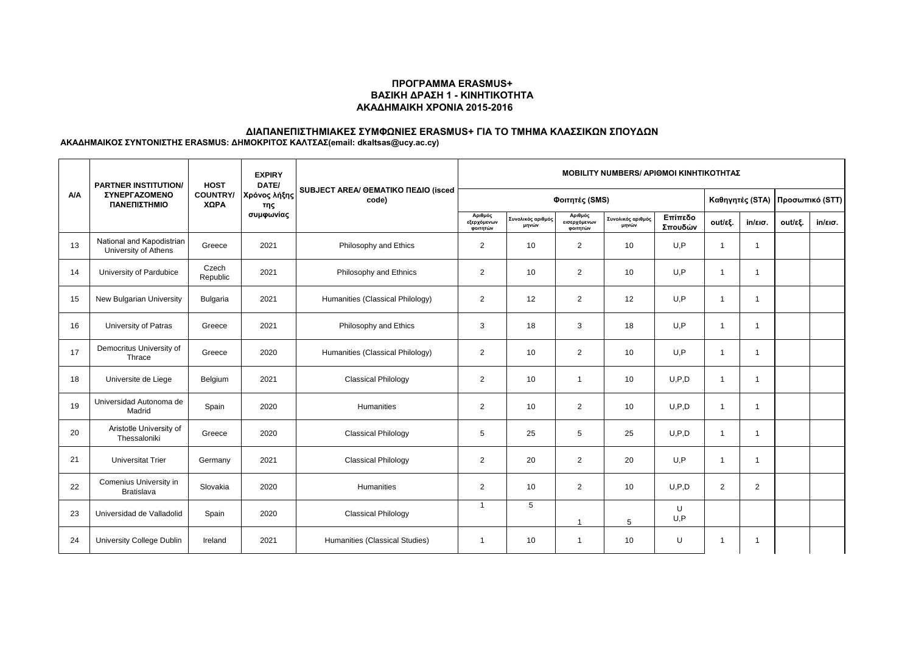## ΠΡΟΓΡΑΜΜΑ ERASMUS+
## ΒΑΣΙΚΗ ΔΡΑΣΗ 1 - ΚΙΝΗΤΙΚΟΤΗΤΑ
## ΑΚΑΔΗΜΑΙΚΗ ΧΡΟΝΙΑ 2015-2016

### ΔΙΑΠΑΝΕΠΙΣΤΗΜΙΑΚΕΣ ΣΥΜΦΩΝΙΕΣ ERASMUS+ ΓΙΑ ΤΟ ΤΜΗΜΑ ΚΛΑΣΣΙΚΩΝ ΣΠΟΥΔΩΝ

**ΑΚΑΔΗΜΑΙΚΟΣ ΣΥΝΤΟΝΙΣΤΗΣ ERASMUS: ΔΗΜΟΚΡΙΤΟΣ ΚΑΛΤΣΑΣ(email: dkaltsas@ucy.ac.cy)**

| A/A | PARTNER INSTITUTION/ ΣΥΝΕΡΓΑΖΟΜΕΝΟ ΠΑΝΕΠΙΣΤΗΜΙΟ | HOST COUNTRY/ ΧΩΡΑ | EXPIRY DATE/ Χρόνος λήξης της συμφωνίας | SUBJECT AREA/ ΘΕΜΑΤΙΚΟ ΠΕΔΙΟ (isced code) | MOBILITY NUMBERS/ ΑΡΙΘΜΟΙ ΚΙΝΗΤΙΚΟΤΗΤΑΣ | | | | | | | | |
|---|---|---|---|---|---|---|---|---|---|---|---|---|---|
| | | | | | Φοιτητές (SMS) | | | | | Καθηγητές (STA) | | Προσωπικό (STT) | |
| | | | | | Αριθμός εξερχόμενων φοιτητών | Συνολικός αριθμός μηνών | Αριθμός εισερχόμενων φοιτητών | Συνολικός αριθμός μηνών | Επίπεδο Σπουδών | out/εξ. | in/εισ. | out/εξ. | in/εισ. |
| 13 | National and Kapodistrian University of Athens | Greece | 2021 | Philosophy and Ethics | 2 | 10 | 2 | 10 | U,P | 1 | 1 | | |
| 14 | University of Pardubice | Czech Republic | 2021 | Philosophy and Ethnics | 2 | 10 | 2 | 10 | U,P | 1 | 1 | | |
| 15 | New Bulgarian University | Bulgaria | 2021 | Humanities (Classical Philology) | 2 | 12 | 2 | 12 | U,P | 1 | 1 | | |
| 16 | University of Patras | Greece | 2021 | Philosophy and Ethics | 3 | 18 | 3 | 18 | U,P | 1 | 1 | | |
| 17 | Democritus University of Thrace | Greece | 2020 | Humanities (Classical Philology) | 2 | 10 | 2 | 10 | U,P | 1 | 1 | | |
| 18 | Universite de Liege | Belgium | 2021 | Classical Philology | 2 | 10 | 1 | 10 | U,P,D | 1 | 1 | | |
| 19 | Universidad Autonoma de Madrid | Spain | 2020 | Humanities | 2 | 10 | 2 | 10 | U,P,D | 1 | 1 | | |
| 20 | Aristotle University of Thessaloniki | Greece | 2020 | Classical Philology | 5 | 25 | 5 | 25 | U,P,D | 1 | 1 | | |
| 21 | Universitat Trier | Germany | 2021 | Classical Philology | 2 | 20 | 2 | 20 | U,P | 1 | 1 | | |
| 22 | Comenius University in Bratislava | Slovakia | 2020 | Humanities | 2 | 10 | 2 | 10 | U,P,D | 2 | 2 | | |
| 23 | Universidad de Valladolid | Spain | 2020 | Classical Philology | 1 | 5 | 1 | 5 | U<br>U,P | | | | |
| 24 | University College Dublin | Ireland | 2021 | Humanities (Classical Studies) | 1 | 10 | 1 | 10 | U | 1 | 1 | | |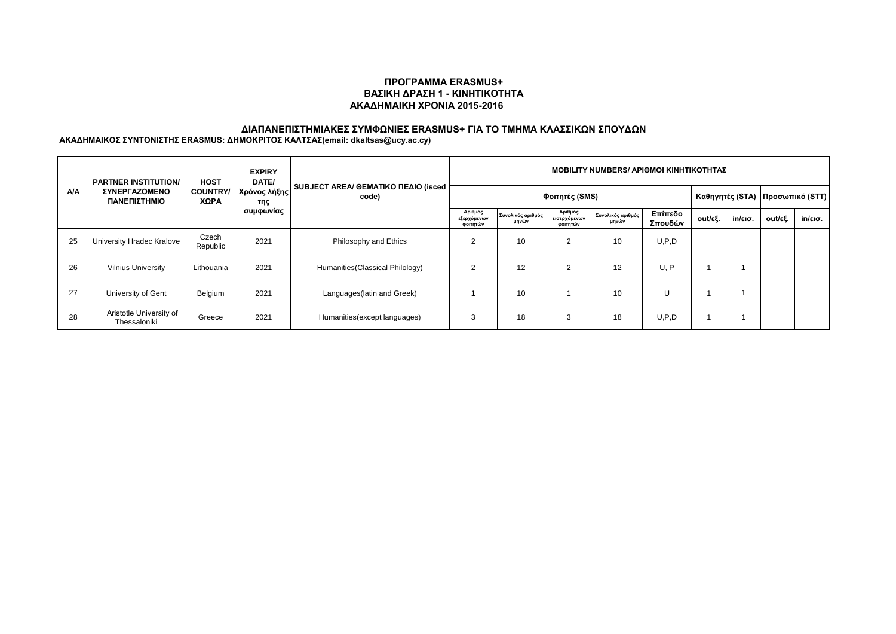**ΠΡΟΓΡΑΜΜΑ ERASMUS+**
**ΒΑΣΙΚΗ ΔΡΑΣΗ 1 - ΚΙΝΗΤΙΚΟΤΗΤΑ**
**ΑΚΑΔΗΜΑΙΚΗ ΧΡΟΝΙΑ 2015-2016**

**ΔΙΑΠΑΝΕΠΙΣΤΗΜΙΑΚΕΣ ΣΥΜΦΩΝΙΕΣ ERASMUS+ ΓΙΑ ΤΟ ΤΜΗΜΑ ΚΛΑΣΣΙΚΩΝ ΣΠΟΥΔΩΝ**
**ΑΚΑΔΗΜΑΙΚΟΣ ΣΥΝΤΟΝΙΣΤΗΣ ERASMUS: ΔΗΜΟΚΡΙΤΟΣ ΚΑΛΤΣΑΣ(email: dkaltsas@ucy.ac.cy)**

| A/A | PARTNER INSTITUTION/ ΣΥΝΕΡΓΑΖΟΜΕΝΟ ΠΑΝΕΠΙΣΤΗΜΙΟ | HOST COUNTRY/ ΧΩΡΑ | EXPIRY DATE/ Χρόνος λήξης της συμφωνίας | SUBJECT AREA/ ΘΕΜΑΤΙΚΟ ΠΕΔΙΟ (isced code) | MOBILITY NUMBERS/ ΑΡΙΘΜΟΙ ΚΙΝΗΤΙΚΟΤΗΤΑΣ | | | | | | | | |
|---|---|---|---|---|---|---|---|---|---|---|---|---|---|
| | | | | | Φοιτητές (SMS) | | | | | Καθηγητές (STA) | | Προσωπικό (STT) | |
| | | | | | Αριθμός εξερχόμενων φοιτητών | Συνολικός αριθμός μηνών | Αριθμός εισερχόμενων φοιτητών | Συνολικός αριθμός μηνών | Επίπεδο Σπουδών | out/εξ. | in/εισ. | out/εξ. | in/εισ. |
| 25 | University Hradec Kralove | Czech Republic | 2021 | Philosophy and Ethics | 2 | 10 | 2 | 10 | U,P,D | | | | |
| 26 | Vilnius University | Lithouania | 2021 | Humanities(Classical Philology) | 2 | 12 | 2 | 12 | U, P | 1 | 1 | | |
| 27 | University of Gent | Belgium | 2021 | Languages(latin and Greek) | 1 | 10 | 1 | 10 | U | 1 | 1 | | |
| 28 | Aristotle University of Thessaloniki | Greece | 2021 | Humanities(except languages) | 3 | 18 | 3 | 18 | U,P,D | 1 | 1 | | |